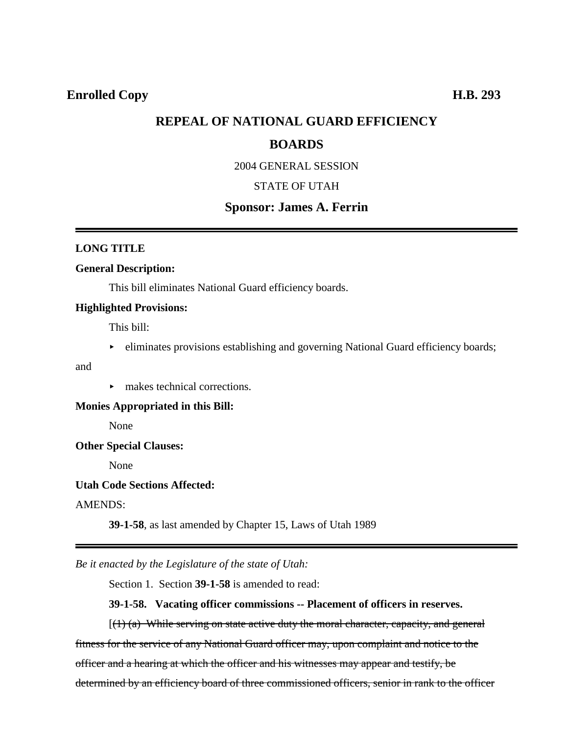**Enrolled Copy** **H.B. 293**

# REPEAL OF NATIONAL GUARD EFFICIENCY BOARDS

2004 GENERAL SESSION

STATE OF UTAH

**Sponsor: James A. Ferrin**

---

**LONG TITLE**

**General Description:**

This bill eliminates National Guard efficiency boards.

**Highlighted Provisions:**

This bill:

- eliminates provisions establishing and governing National Guard efficiency boards; and
- makes technical corrections.

**Monies Appropriated in this Bill:**

None

**Other Special Clauses:**

None

**Utah Code Sections Affected:**

AMENDS:

**39-1-58**, as last amended by Chapter 15, Laws of Utah 1989

---

*Be it enacted by the Legislature of the state of Utah:*

Section 1. Section **39-1-58** is amended to read:

**39-1-58. Vacating officer commissions -- Placement of officers in reserves.**

[~~(1) (a) While serving on state active duty the moral character, capacity, and general fitness for the service of any National Guard officer may, upon complaint and notice to the officer and a hearing at which the officer and his witnesses may appear and testify, be determined by an efficiency board of three commissioned officers, senior in rank to the officer~~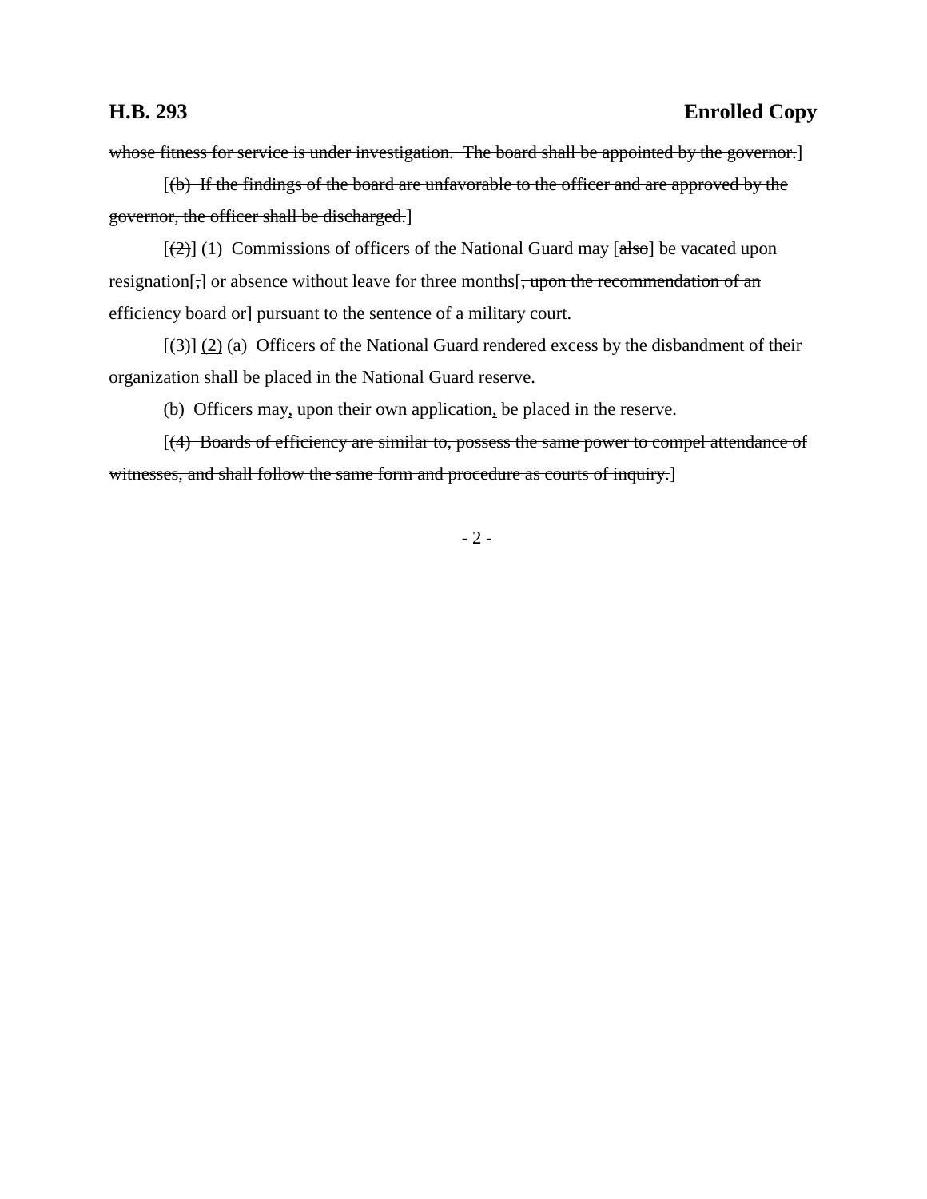~~whose fitness for service is under investigation. The board shall be appointed by the governor.~~]

[~~(b) If the findings of the board are unfavorable to the officer and are approved by the governor, the officer shall be discharged.~~]

[~~(2)~~] (1) Commissions of officers of the National Guard may [~~also~~] be vacated upon resignation[~~,~~] or absence without leave for three months[~~, upon the recommendation of an efficiency board or~~] pursuant to the sentence of a military court.

[~~(3)~~] (2) (a) Officers of the National Guard rendered excess by the disbandment of their organization shall be placed in the National Guard reserve.

(b) Officers may, upon their own application, be placed in the reserve.

[~~(4) Boards of efficiency are similar to, possess the same power to compel attendance of witnesses, and shall follow the same form and procedure as courts of inquiry.~~]